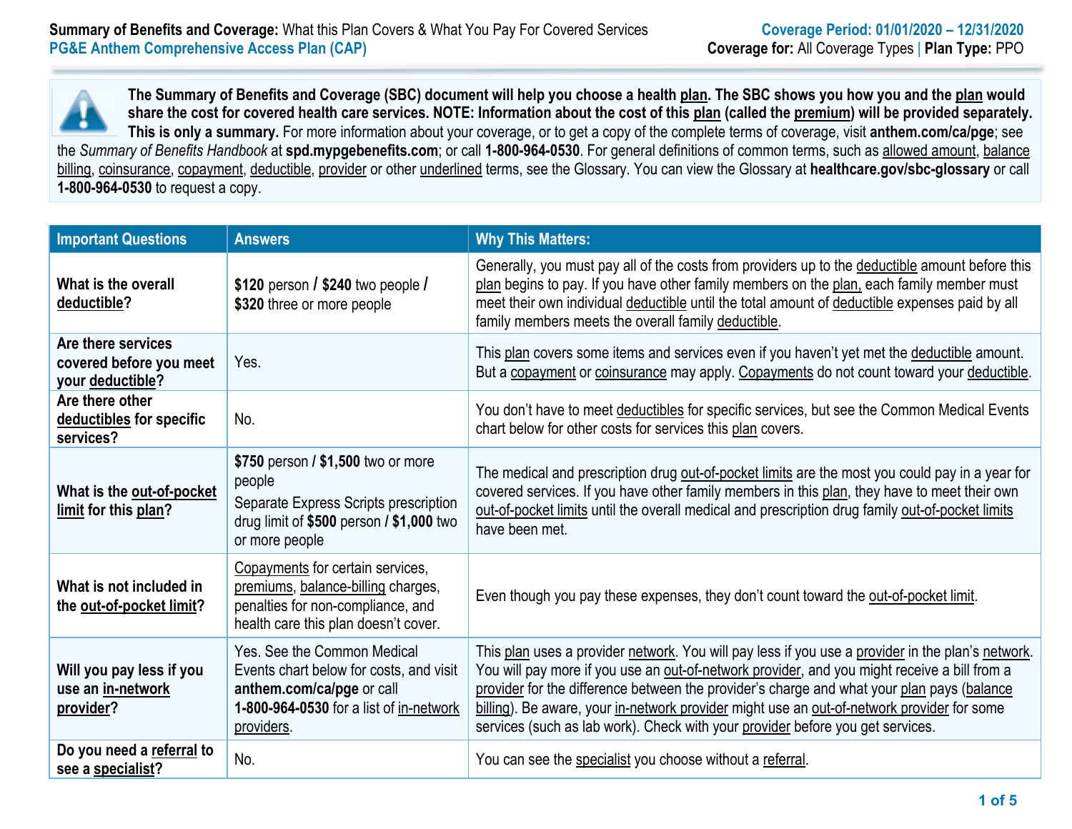**Summary of Benefits and Coverage:** What this Plan Covers & What You Pay For Covered Services
**PG&E Anthem Comprehensive Access Plan (CAP)**

**Coverage Period: 01/01/2020 – 12/31/2020**
**Coverage for:** All Coverage Types | **Plan Type:** PPO

**The Summary of Benefits and Coverage (SBC) document will help you choose a health plan. The SBC shows you how you and the plan would share the cost for covered health care services. NOTE: Information about the cost of this plan (called the premium) will be provided separately. This is only a summary.** For more information about your coverage, or to get a copy of the complete terms of coverage, visit **anthem.com/ca/pge**; see the *Summary of Benefits Handbook* at **spd.mypgebenefits.com**; or call **1-800-964-0530**. For general definitions of common terms, such as allowed amount, balance billing, coinsurance, copayment, deductible, provider or other underlined terms, see the Glossary. You can view the Glossary at **healthcare.gov/sbc-glossary** or call **1-800-964-0530** to request a copy.

| Important Questions | Answers | Why This Matters: |
|---|---|---|
| **What is the overall deductible?** | **$120** person / **$240** two people / **$320** three or more people | Generally, you must pay all of the costs from providers up to the deductible amount before this plan begins to pay. If you have other family members on the plan, each family member must meet their own individual deductible until the total amount of deductible expenses paid by all family members meets the overall family deductible. |
| **Are there services covered before you meet your deductible?** | Yes. | This plan covers some items and services even if you haven't yet met the deductible amount. But a copayment or coinsurance may apply. Copayments do not count toward your deductible. |
| **Are there other deductibles for specific services?** | No. | You don't have to meet deductibles for specific services, but see the Common Medical Events chart below for other costs for services this plan covers. |
| **What is the out-of-pocket limit for this plan?** | **$750** person / **$1,500** two or more people<br>Separate Express Scripts prescription drug limit of **$500** person / **$1,000** two or more people | The medical and prescription drug out-of-pocket limits are the most you could pay in a year for covered services. If you have other family members in this plan, they have to meet their own out-of-pocket limits until the overall medical and prescription drug family out-of-pocket limits have been met. |
| **What is not included in the out-of-pocket limit?** | Copayments for certain services, premiums, balance-billing charges, penalties for non-compliance, and health care this plan doesn't cover. | Even though you pay these expenses, they don't count toward the out-of-pocket limit. |
| **Will you pay less if you use an in-network provider?** | Yes. See the Common Medical Events chart below for costs, and visit **anthem.com/ca/pge** or call **1-800-964-0530** for a list of in-network providers. | This plan uses a provider network. You will pay less if you use a provider in the plan's network. You will pay more if you use an out-of-network provider, and you might receive a bill from a provider for the difference between the provider's charge and what your plan pays (balance billing). Be aware, your in-network provider might use an out-of-network provider for some services (such as lab work). Check with your provider before you get services. |
| **Do you need a referral to see a specialist?** | No. | You can see the specialist you choose without a referral. |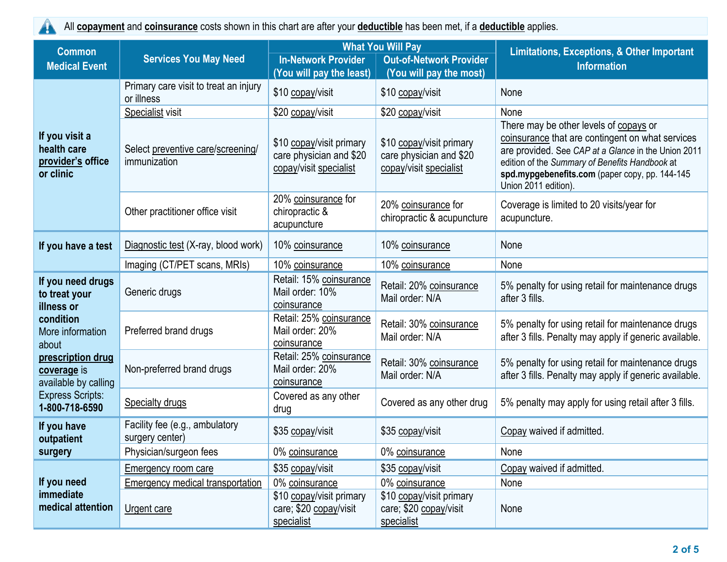All **copayment** and **coinsurance** costs shown in this chart are after your **deductible** has been met, if a **deductible** applies.

| Common Medical Event | Services You May Need | What You Will Pay | | Limitations, Exceptions, & Other Important Information |
|---|---|---|---|---|
| | | In-Network Provider (You will pay the least) | Out-of-Network Provider (You will pay the most) | |
| **If you visit a health care provider's office or clinic** | Primary care visit to treat an injury or illness | $10 copay/visit | $10 copay/visit | None |
| | Specialist visit | $20 copay/visit | $20 copay/visit | None |
| | Select preventive care/screening/ immunization | $10 copay/visit primary care physician and $20 copay/visit specialist | $10 copay/visit primary care physician and $20 copay/visit specialist | There may be other levels of copays or coinsurance that are contingent on what services are provided. See *CAP at a Glance* in the Union 2011 edition of the *Summary of Benefits Handbook* at **spd.mypgebenefits.com** (paper copy, pp. 144-145 Union 2011 edition). |
| | Other practitioner office visit | 20% coinsurance for chiropractic & acupuncture | 20% coinsurance for chiropractic & acupuncture | Coverage is limited to 20 visits/year for acupuncture. |
| **If you have a test** | Diagnostic test (X-ray, blood work) | 10% coinsurance | 10% coinsurance | None |
| | Imaging (CT/PET scans, MRIs) | 10% coinsurance | 10% coinsurance | None |
| **If you need drugs to treat your illness or condition** More information about **prescription drug coverage** is available by calling Express Scripts: **1-800-718-6590** | Generic drugs | Retail: 15% coinsurance Mail order: 10% coinsurance | Retail: 20% coinsurance Mail order: N/A | 5% penalty for using retail for maintenance drugs after 3 fills. |
| | Preferred brand drugs | Retail: 25% coinsurance Mail order: 20% coinsurance | Retail: 30% coinsurance Mail order: N/A | 5% penalty for using retail for maintenance drugs after 3 fills. Penalty may apply if generic available. |
| | Non-preferred brand drugs | Retail: 25% coinsurance Mail order: 20% coinsurance | Retail: 30% coinsurance Mail order: N/A | 5% penalty for using retail for maintenance drugs after 3 fills. Penalty may apply if generic available. |
| | Specialty drugs | Covered as any other drug | Covered as any other drug | 5% penalty may apply for using retail after 3 fills. |
| **If you have outpatient surgery** | Facility fee (e.g., ambulatory surgery center) | $35 copay/visit | $35 copay/visit | Copay waived if admitted. |
| | Physician/surgeon fees | 0% coinsurance | 0% coinsurance | None |
| **If you need immediate medical attention** | Emergency room care | $35 copay/visit | $35 copay/visit | Copay waived if admitted. |
| | Emergency medical transportation | 0% coinsurance | 0% coinsurance | None |
| | Urgent care | $10 copay/visit primary care; $20 copay/visit specialist | $10 copay/visit primary care; $20 copay/visit specialist | None |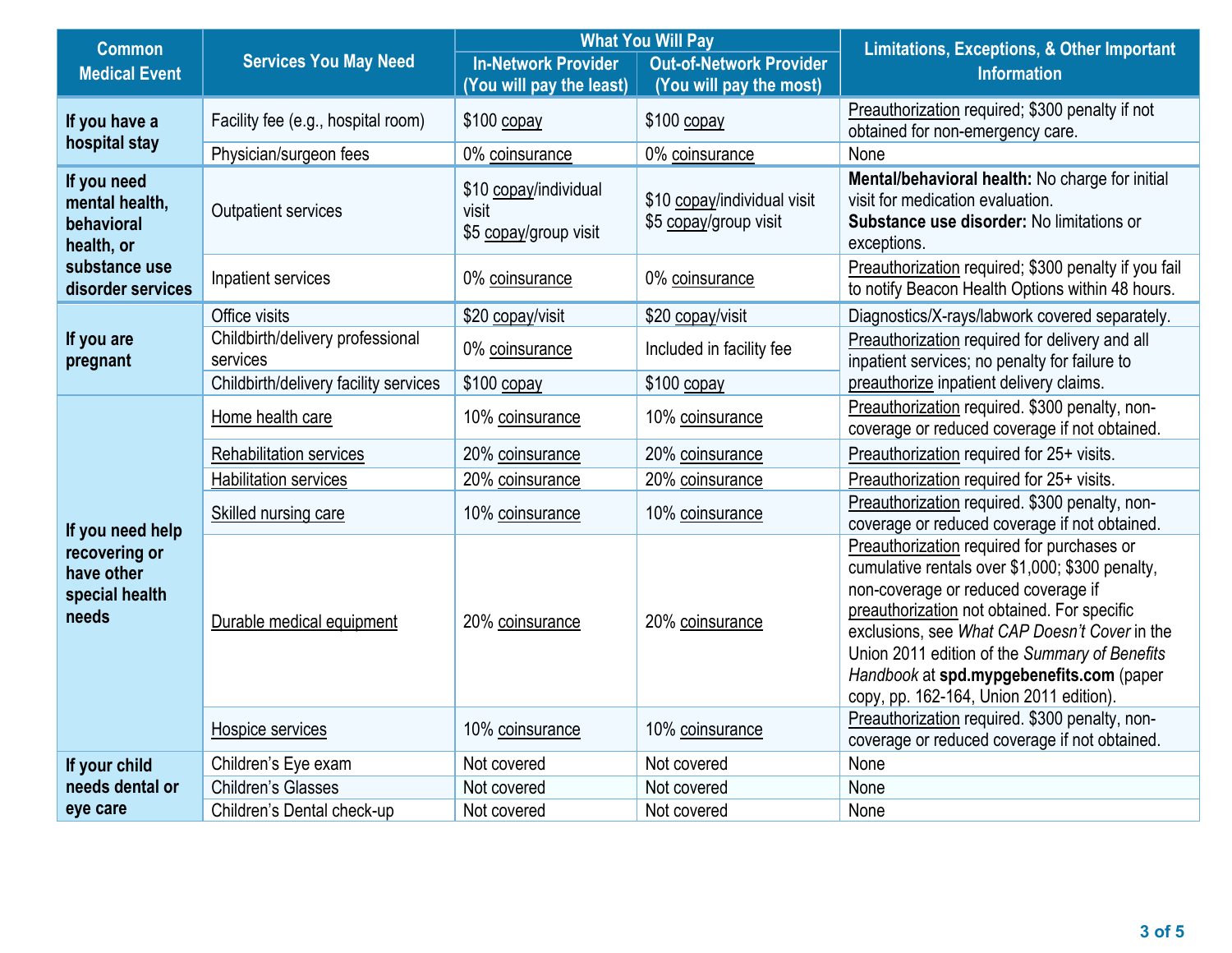| Common Medical Event | Services You May Need | What You Will Pay | | Limitations, Exceptions, & Other Important Information |
|---|---|---|---|---|
| | | In-Network Provider (You will pay the least) | Out-of-Network Provider (You will pay the most) | |
| **If you have a hospital stay** | Facility fee (e.g., hospital room) | $100 copay | $100 copay | Preauthorization required; $300 penalty if not obtained for non-emergency care. |
| | Physician/surgeon fees | 0% coinsurance | 0% coinsurance | None |
| **If you need mental health, behavioral health, or substance use disorder services** | Outpatient services | $10 copay/individual visit<br>$5 copay/group visit | $10 copay/individual visit<br>$5 copay/group visit | **Mental/behavioral health:** No charge for initial visit for medication evaluation.<br>**Substance use disorder:** No limitations or exceptions. |
| | Inpatient services | 0% coinsurance | 0% coinsurance | Preauthorization required; $300 penalty if you fail to notify Beacon Health Options within 48 hours. |
| **If you are pregnant** | Office visits | $20 copay/visit | $20 copay/visit | Diagnostics/X-rays/labwork covered separately. |
| | Childbirth/delivery professional services | 0% coinsurance | Included in facility fee | Preauthorization required for delivery and all inpatient services; no penalty for failure to preauthorize inpatient delivery claims. |
| | Childbirth/delivery facility services | $100 copay | $100 copay | |
| **If you need help recovering or have other special health needs** | Home health care | 10% coinsurance | 10% coinsurance | Preauthorization required. $300 penalty, non-coverage or reduced coverage if not obtained. |
| | Rehabilitation services | 20% coinsurance | 20% coinsurance | Preauthorization required for 25+ visits. |
| | Habilitation services | 20% coinsurance | 20% coinsurance | Preauthorization required for 25+ visits. |
| | Skilled nursing care | 10% coinsurance | 10% coinsurance | Preauthorization required. $300 penalty, non-coverage or reduced coverage if not obtained. |
| | Durable medical equipment | 20% coinsurance | 20% coinsurance | Preauthorization required for purchases or cumulative rentals over $1,000; $300 penalty, non-coverage or reduced coverage if preauthorization not obtained. For specific exclusions, see *What CAP Doesn't Cover* in the Union 2011 edition of the *Summary of Benefits Handbook* at **spd.mypgebenefits.com** (paper copy, pp. 162-164, Union 2011 edition). |
| | Hospice services | 10% coinsurance | 10% coinsurance | Preauthorization required. $300 penalty, non-coverage or reduced coverage if not obtained. |
| **If your child needs dental or eye care** | Children's Eye exam | Not covered | Not covered | None |
| | Children's Glasses | Not covered | Not covered | None |
| | Children's Dental check-up | Not covered | Not covered | None |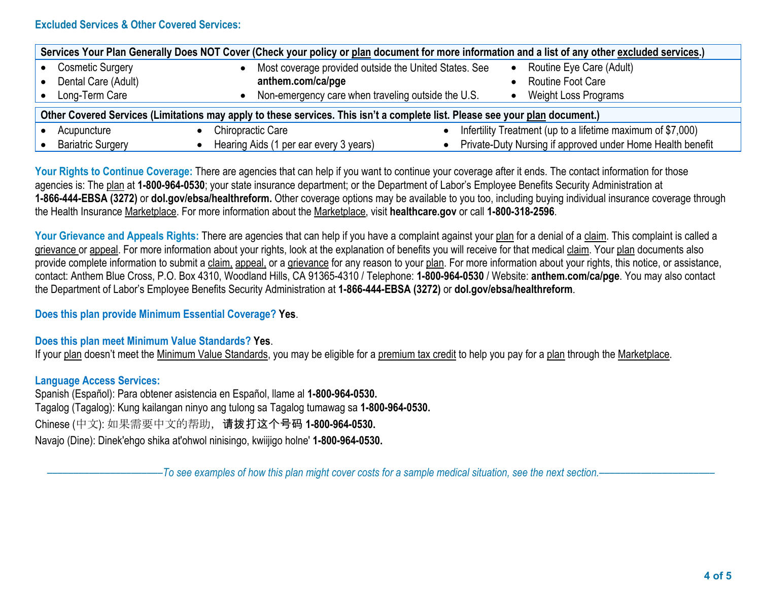### Excluded Services & Other Covered Services:

| Services Your Plan Generally Does NOT Cover (Check your policy or plan document for more information and a list of any other excluded services.) | | |
|---|---|---|
| • Cosmetic Surgery<br>• Dental Care (Adult)<br>• Long-Term Care | • Most coverage provided outside the United States. See **anthem.com/ca/pge**<br>• Non-emergency care when traveling outside the U.S. | • Routine Eye Care (Adult)<br>• Routine Foot Care<br>• Weight Loss Programs |

| Other Covered Services (Limitations may apply to these services. This isn't a complete list. Please see your plan document.) | | |
|---|---|---|
| • Acupuncture<br>• Bariatric Surgery | • Chiropractic Care<br>• Hearing Aids (1 per ear every 3 years) | • Infertility Treatment (up to a lifetime maximum of $7,000)<br>• Private-Duty Nursing if approved under Home Health benefit |

**Your Rights to Continue Coverage:** There are agencies that can help if you want to continue your coverage after it ends. The contact information for those agencies is: The plan at **1-800-964-0530**; your state insurance department; or the Department of Labor's Employee Benefits Security Administration at **1-866-444-EBSA (3272)** or **dol.gov/ebsa/healthreform.** Other coverage options may be available to you too, including buying individual insurance coverage through the Health Insurance Marketplace. For more information about the Marketplace, visit **healthcare.gov** or call **1-800-318-2596**.

**Your Grievance and Appeals Rights:** There are agencies that can help if you have a complaint against your plan for a denial of a claim. This complaint is called a grievance or appeal. For more information about your rights, look at the explanation of benefits you will receive for that medical claim. Your plan documents also provide complete information to submit a claim, appeal, or a grievance for any reason to your plan. For more information about your rights, this notice, or assistance, contact: Anthem Blue Cross, P.O. Box 4310, Woodland Hills, CA 91365-4310 / Telephone: **1-800-964-0530** / Website: **anthem.com/ca/pge**. You may also contact the Department of Labor's Employee Benefits Security Administration at **1-866-444-EBSA (3272)** or **dol.gov/ebsa/healthreform**.

**Does this plan provide Minimum Essential Coverage? Yes**.

**Does this plan meet Minimum Value Standards? Yes**.
If your plan doesn't meet the Minimum Value Standards, you may be eligible for a premium tax credit to help you pay for a plan through the Marketplace.

**Language Access Services:**
Spanish (Español): Para obtener asistencia en Español, llame al **1-800-964-0530.**
Tagalog (Tagalog): Kung kailangan ninyo ang tulong sa Tagalog tumawag sa **1-800-964-0530.**
Chinese (中文): 如果需要中文的帮助，**请拨打这个号码 1-800-964-0530.**
Navajo (Dine): Dinek'ehgo shika at'ohwol ninisingo, kwiijigo holne' **1-800-964-0530.**

*––––––––––––––––––––To see examples of how this plan might cover costs for a sample medical situation, see the next section.––––––––––––––––––––*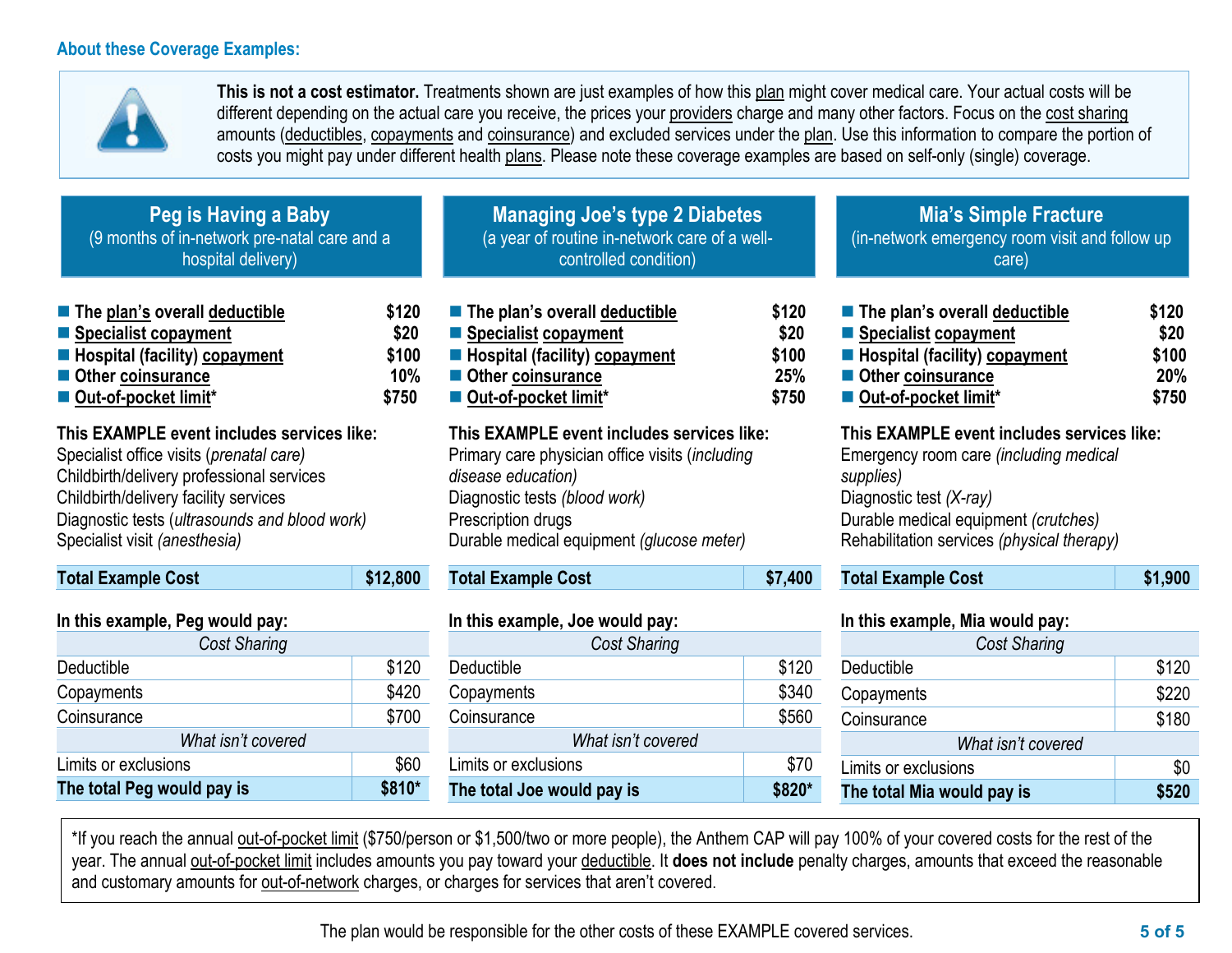### About these Coverage Examples:

**This is not a cost estimator.** Treatments shown are just examples of how this plan might cover medical care. Your actual costs will be different depending on the actual care you receive, the prices your providers charge and many other factors. Focus on the cost sharing amounts (deductibles, copayments and coinsurance) and excluded services under the plan. Use this information to compare the portion of costs you might pay under different health plans. Please note these coverage examples are based on self-only (single) coverage.

## Peg is Having a Baby

(9 months of in-network pre-natal care and a hospital delivery)

- **The plan's overall deductible** **$120**
- **Specialist copayment** **$20**
- **Hospital (facility) copayment** **$100**
- **Other coinsurance** **10%**
- **Out-of-pocket limit*** **$750**

**This EXAMPLE event includes services like:**
Specialist office visits (*prenatal care)*
Childbirth/delivery professional services
Childbirth/delivery facility services
Diagnostic tests (*ultrasounds and blood work)*
Specialist visit *(anesthesia)*

| **Total Example Cost** | **$12,800** |
|---|---|

**In this example, Peg would pay:**

| *Cost Sharing* | |
|---|---|
| Deductible | $120 |
| Copayments | $420 |
| Coinsurance | $700 |
| *What isn't covered* | |
| Limits or exclusions | $60 |
| **The total Peg would pay is** | **$810*** |

## Managing Joe's type 2 Diabetes

(a year of routine in-network care of a well-controlled condition)

- **The plan's overall deductible** **$120**
- **Specialist copayment** **$20**
- **Hospital (facility) copayment** **$100**
- **Other coinsurance** **25%**
- **Out-of-pocket limit*** **$750**

**This EXAMPLE event includes services like:**
Primary care physician office visits (*including disease education)*
Diagnostic tests *(blood work)*
Prescription drugs
Durable medical equipment *(glucose meter)*

| **Total Example Cost** | **$7,400** |
|---|---|

**In this example, Joe would pay:**

| *Cost Sharing* | |
|---|---|
| Deductible | $120 |
| Copayments | $340 |
| Coinsurance | $560 |
| *What isn't covered* | |
| Limits or exclusions | $70 |
| **The total Joe would pay is** | **$820*** |

## Mia's Simple Fracture

(in-network emergency room visit and follow up care)

- **The plan's overall deductible** **$120**
- **Specialist copayment** **$20**
- **Hospital (facility) copayment** **$100**
- **Other coinsurance** **20%**
- **Out-of-pocket limit*** **$750**

**This EXAMPLE event includes services like:**
Emergency room care *(including medical supplies)*
Diagnostic test *(X-ray)*
Durable medical equipment *(crutches)*
Rehabilitation services *(physical therapy)*

| **Total Example Cost** | **$1,900** |
|---|---|

**In this example, Mia would pay:**

| *Cost Sharing* | |
|---|---|
| Deductible | $120 |
| Copayments | $220 |
| Coinsurance | $180 |
| *What isn't covered* | |
| Limits or exclusions | $0 |
| **The total Mia would pay is** | **$520** |

*If you reach the annual out-of-pocket limit ($750/person or $1,500/two or more people), the Anthem CAP will pay 100% of your covered costs for the rest of the year. The annual out-of-pocket limit includes amounts you pay toward your deductible. It **does not include** penalty charges, amounts that exceed the reasonable and customary amounts for out-of-network charges, or charges for services that aren't covered.

The plan would be responsible for the other costs of these EXAMPLE covered services.